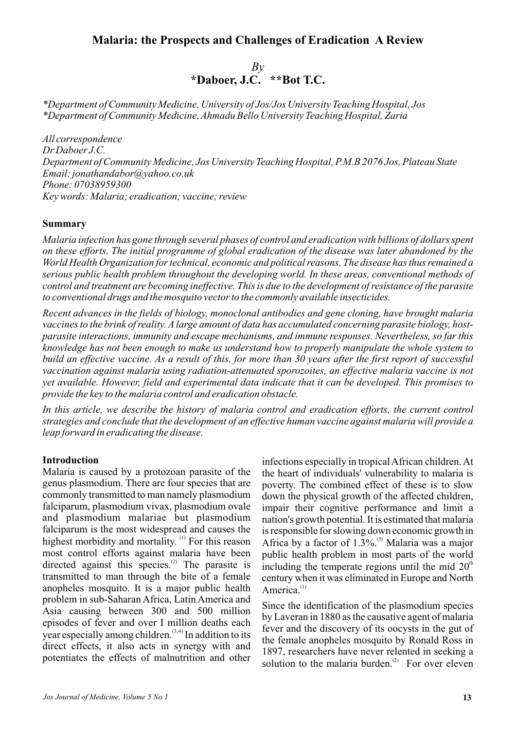# Malaria: the Prospects and Challenges of Eradication A Review

*By*

**\*Daboer, J.C. \*\*Bot T.C.**

*\*Department of Community Medicine, University of Jos/Jos University Teaching Hospital, Jos*
*\*Department of Community Medicine, Ahmadu Bello University Teaching Hospital, Zaria*

*All correspondence*
*Dr Daboer J.C.*
*Department of Community Medicine, Jos University Teaching Hospital, P.M.B 2076 Jos, Plateau State*
*Email: jonathandabor@yahoo.co.uk*
*Phone: 07038959300*
*Key words: Malaria; eradication; vaccine; review*

## Summary

*Malaria infection has gone through several phases of control and eradication with billions of dollars spent on these efforts. The initial programme of global eradication of the disease was later abandoned by the World Health Organization for technical, economic and political reasons. The disease has thus remained a serious public health problem throughout the developing world. In these areas, conventional methods of control and treatment are becoming ineffective. This is due to the development of resistance of the parasite to conventional drugs and the mosquito vector to the commonly available insecticides.*

*Recent advances in the fields of biology, monoclonal antibodies and gene cloning, have brought malaria vaccines to the brink of reality. A large amount of data has accumulated concerning parasite biology, host-parasite interactions, immunity and escape mechanisms, and immune responses. Nevertheless, so far this knowledge has not been enough to make us understand how to properly manipulate the whole system to build an effective vaccine. As a result of this, for more than 30 years after the first report of successful vaccination against malaria using radiation-attenuated sporozoites, an effective malaria vaccine is not yet available. However, field and experimental data indicate that it can be developed. This promises to provide the key to the malaria control and eradication obstacle.*

*In this article, we describe the history of malaria control and eradication efforts, the current control strategies and conclude that the development of an effective human vaccine against malaria will provide a leap forward in eradicating the disease.*

## Introduction

Malaria is caused by a protozoan parasite of the genus plasmodium. There are four species that are commonly transmitted to man namely plasmodium falciparum, plasmodium vivax, plasmodium ovale and plasmodium malariae but plasmodium falciparum is the most widespread and causes the highest morbidity and mortality. [1] For this reason most control efforts against malaria have been directed against this species.[2] The parasite is transmitted to man through the bite of a female anopheles mosquito. It is a major public health problem in sub-Saharan Africa, Latin America and Asia causing between 300 and 500 million episodes of fever and over I million deaths each year especially among children.[3, 4] In addition to its direct effects, it also acts in synergy with and potentiates the effects of malnutrition and other infections especially in tropical African children. At the heart of individuals' vulnerability to malaria is poverty. The combined effect of these is to slow down the physical growth of the affected children, impair their cognitive performance and limit a nation's growth potential. It is estimated that malaria is responsible for slowing down economic growth in Africa by a factor of 1.3%.[5] Malaria was a major public health problem in most parts of the world including the temperate regions until the mid 20th century when it was eliminated in Europe and North America.[1]

Since the identification of the plasmodium species by Laveran in 1880 as the causative agent of malaria fever and the discovery of its oocysts in the gut of the female anopheles mosquito by Ronald Ross in 1897, researchers have never relented in seeking a solution to the malaria burden.[2] For over eleven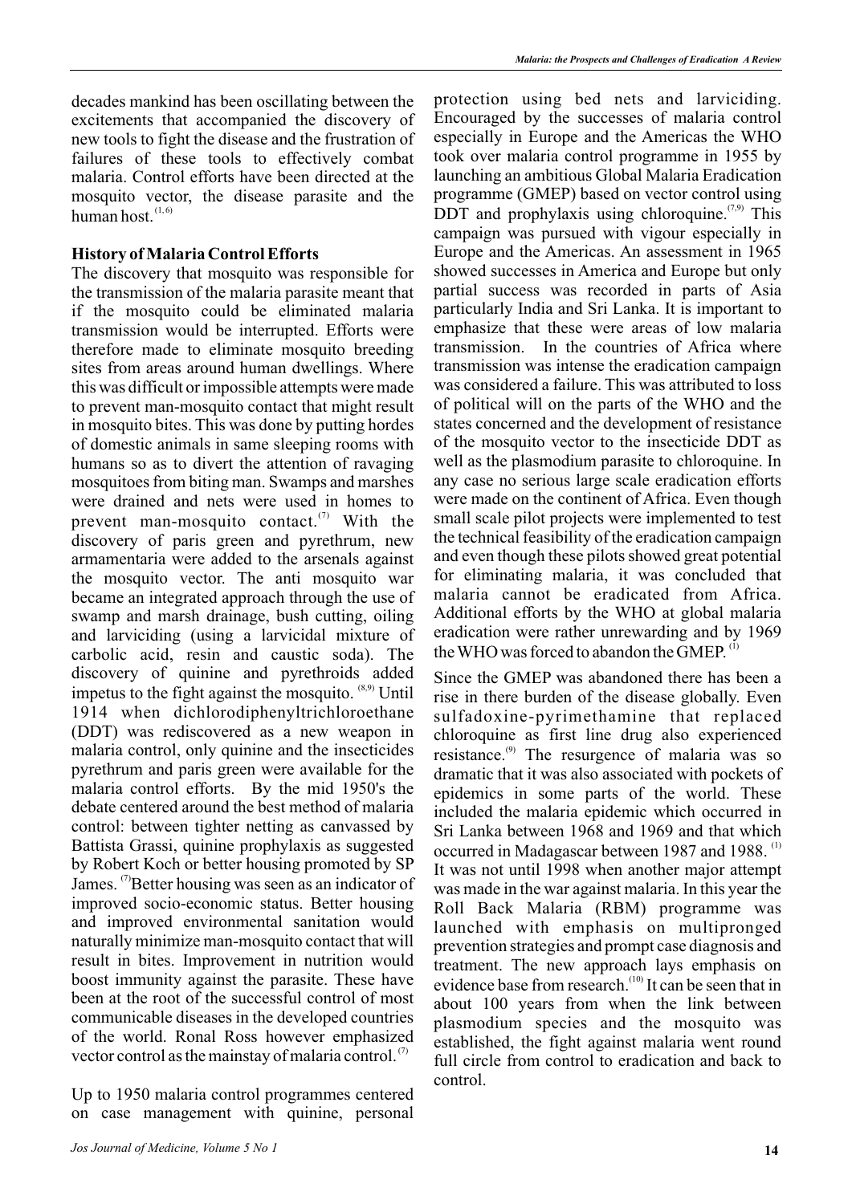decades mankind has been oscillating between the excitements that accompanied the discovery of new tools to fight the disease and the frustration of failures of these tools to effectively combat malaria. Control efforts have been directed at the mosquito vector, the disease parasite and the human host.[1, 6]

## History of Malaria Control Efforts

The discovery that mosquito was responsible for the transmission of the malaria parasite meant that if the mosquito could be eliminated malaria transmission would be interrupted. Efforts were therefore made to eliminate mosquito breeding sites from areas around human dwellings. Where this was difficult or impossible attempts were made to prevent man-mosquito contact that might result in mosquito bites. This was done by putting hordes of domestic animals in same sleeping rooms with humans so as to divert the attention of ravaging mosquitoes from biting man. Swamps and marshes were drained and nets were used in homes to prevent man-mosquito contact.[7] With the discovery of paris green and pyrethrum, new armamentaria were added to the arsenals against the mosquito vector. The anti mosquito war became an integrated approach through the use of swamp and marsh drainage, bush cutting, oiling and larviciding (using a larvicidal mixture of carbolic acid, resin and caustic soda). The discovery of quinine and pyrethroids added impetus to the fight against the mosquito.[8,9] Until 1914 when dichlorodiphenyltrichloroethane (DDT) was rediscovered as a new weapon in malaria control, only quinine and the insecticides pyrethrum and paris green were available for the malaria control efforts. By the mid 1950's the debate centered around the best method of malaria control: between tighter netting as canvassed by Battista Grassi, quinine prophylaxis as suggested by Robert Koch or better housing promoted by SP James.[7] Better housing was seen as an indicator of improved socio-economic status. Better housing and improved environmental sanitation would naturally minimize man-mosquito contact that will result in bites. Improvement in nutrition would boost immunity against the parasite. These have been at the root of the successful control of most communicable diseases in the developed countries of the world. Ronal Ross however emphasized vector control as the mainstay of malaria control.[7]

Up to 1950 malaria control programmes centered on case management with quinine, personal protection using bed nets and larviciding. Encouraged by the successes of malaria control especially in Europe and the Americas the WHO took over malaria control programme in 1955 by launching an ambitious Global Malaria Eradication programme (GMEP) based on vector control using DDT and prophylaxis using chloroquine.[7,9] This campaign was pursued with vigour especially in Europe and the Americas. An assessment in 1965 showed successes in America and Europe but only partial success was recorded in parts of Asia particularly India and Sri Lanka. It is important to emphasize that these were areas of low malaria transmission. In the countries of Africa where transmission was intense the eradication campaign was considered a failure. This was attributed to loss of political will on the parts of the WHO and the states concerned and the development of resistance of the mosquito vector to the insecticide DDT as well as the plasmodium parasite to chloroquine. In any case no serious large scale eradication efforts were made on the continent of Africa. Even though small scale pilot projects were implemented to test the technical feasibility of the eradication campaign and even though these pilots showed great potential for eliminating malaria, it was concluded that malaria cannot be eradicated from Africa. Additional efforts by the WHO at global malaria eradication were rather unrewarding and by 1969 the WHO was forced to abandon the GMEP.[1]

Since the GMEP was abandoned there has been a rise in there burden of the disease globally. Even sulfadoxine-pyrimethamine that replaced chloroquine as first line drug also experienced resistance.[9] The resurgence of malaria was so dramatic that it was also associated with pockets of epidemics in some parts of the world. These included the malaria epidemic which occurred in Sri Lanka between 1968 and 1969 and that which occurred in Madagascar between 1987 and 1988.[1] It was not until 1998 when another major attempt was made in the war against malaria. In this year the Roll Back Malaria (RBM) programme was launched with emphasis on multipronged prevention strategies and prompt case diagnosis and treatment. The new approach lays emphasis on evidence base from research.[10] It can be seen that in about 100 years from when the link between plasmodium species and the mosquito was established, the fight against malaria went round full circle from control to eradication and back to control.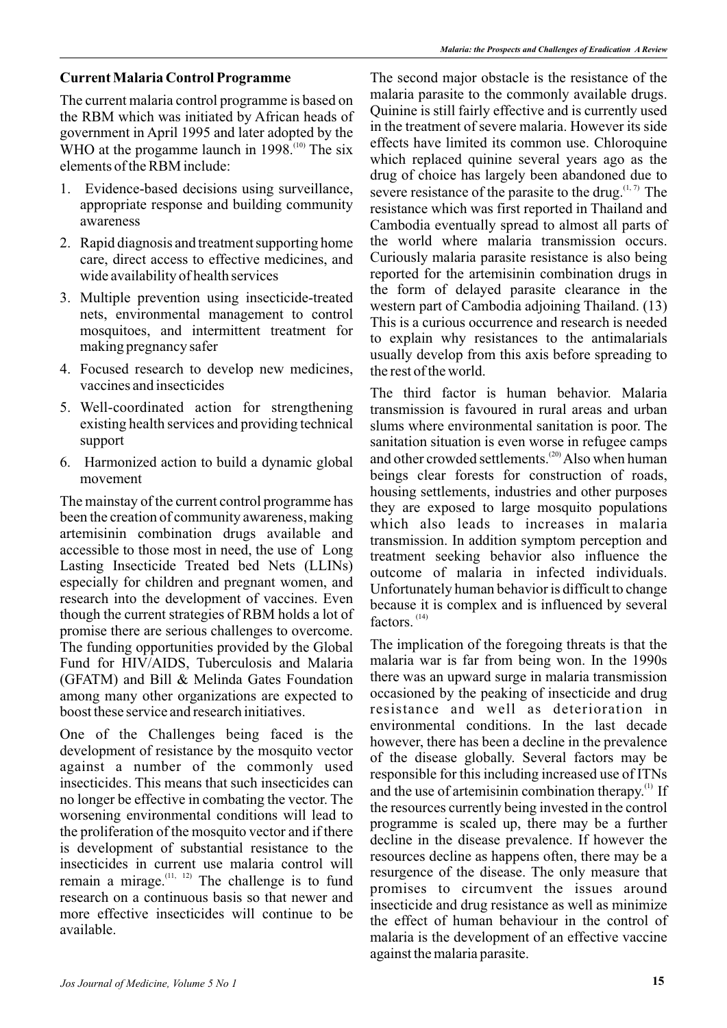## Current Malaria Control Programme

The current malaria control programme is based on the RBM which was initiated by African heads of government in April 1995 and later adopted by the WHO at the progamme launch in 1998.[10] The six elements of the RBM include:

1. Evidence-based decisions using surveillance, appropriate response and building community awareness
2. Rapid diagnosis and treatment supporting home care, direct access to effective medicines, and wide availability of health services
3. Multiple prevention using insecticide-treated nets, environmental management to control mosquitoes, and intermittent treatment for making pregnancy safer
4. Focused research to develop new medicines, vaccines and insecticides
5. Well-coordinated action for strengthening existing health services and providing technical support
6. Harmonized action to build a dynamic global movement

The mainstay of the current control programme has been the creation of community awareness, making artemisinin combination drugs available and accessible to those most in need, the use of Long Lasting Insecticide Treated bed Nets (LLINs) especially for children and pregnant women, and research into the development of vaccines. Even though the current strategies of RBM holds a lot of promise there are serious challenges to overcome. The funding opportunities provided by the Global Fund for HIV/AIDS, Tuberculosis and Malaria (GFATM) and Bill & Melinda Gates Foundation among many other organizations are expected to boost these service and research initiatives.

One of the Challenges being faced is the development of resistance by the mosquito vector against a number of the commonly used insecticides. This means that such insecticides can no longer be effective in combating the vector. The worsening environmental conditions will lead to the proliferation of the mosquito vector and if there is development of substantial resistance to the insecticides in current use malaria control will remain a mirage.[11, 12] The challenge is to fund research on a continuous basis so that newer and more effective insecticides will continue to be available.

The second major obstacle is the resistance of the malaria parasite to the commonly available drugs. Quinine is still fairly effective and is currently used in the treatment of severe malaria. However its side effects have limited its common use. Chloroquine which replaced quinine several years ago as the drug of choice has largely been abandoned due to severe resistance of the parasite to the drug.[1, 7] The resistance which was first reported in Thailand and Cambodia eventually spread to almost all parts of the world where malaria transmission occurs. Curiously malaria parasite resistance is also being reported for the artemisinin combination drugs in the form of delayed parasite clearance in the western part of Cambodia adjoining Thailand. (13) This is a curious occurrence and research is needed to explain why resistances to the antimalarials usually develop from this axis before spreading to the rest of the world.

The third factor is human behavior. Malaria transmission is favoured in rural areas and urban slums where environmental sanitation is poor. The sanitation situation is even worse in refugee camps and other crowded settlements.[20] Also when human beings clear forests for construction of roads, housing settlements, industries and other purposes they are exposed to large mosquito populations which also leads to increases in malaria transmission. In addition symptom perception and treatment seeking behavior also influence the outcome of malaria in infected individuals. Unfortunately human behavior is difficult to change because it is complex and is influenced by several factors.[14]

The implication of the foregoing threats is that the malaria war is far from being won. In the 1990s there was an upward surge in malaria transmission occasioned by the peaking of insecticide and drug resistance and well as deterioration in environmental conditions. In the last decade however, there has been a decline in the prevalence of the disease globally. Several factors may be responsible for this including increased use of ITNs and the use of artemisinin combination therapy.[1] If the resources currently being invested in the control programme is scaled up, there may be a further decline in the disease prevalence. If however the resources decline as happens often, there may be a resurgence of the disease. The only measure that promises to circumvent the issues around insecticide and drug resistance as well as minimize the effect of human behaviour in the control of malaria is the development of an effective vaccine against the malaria parasite.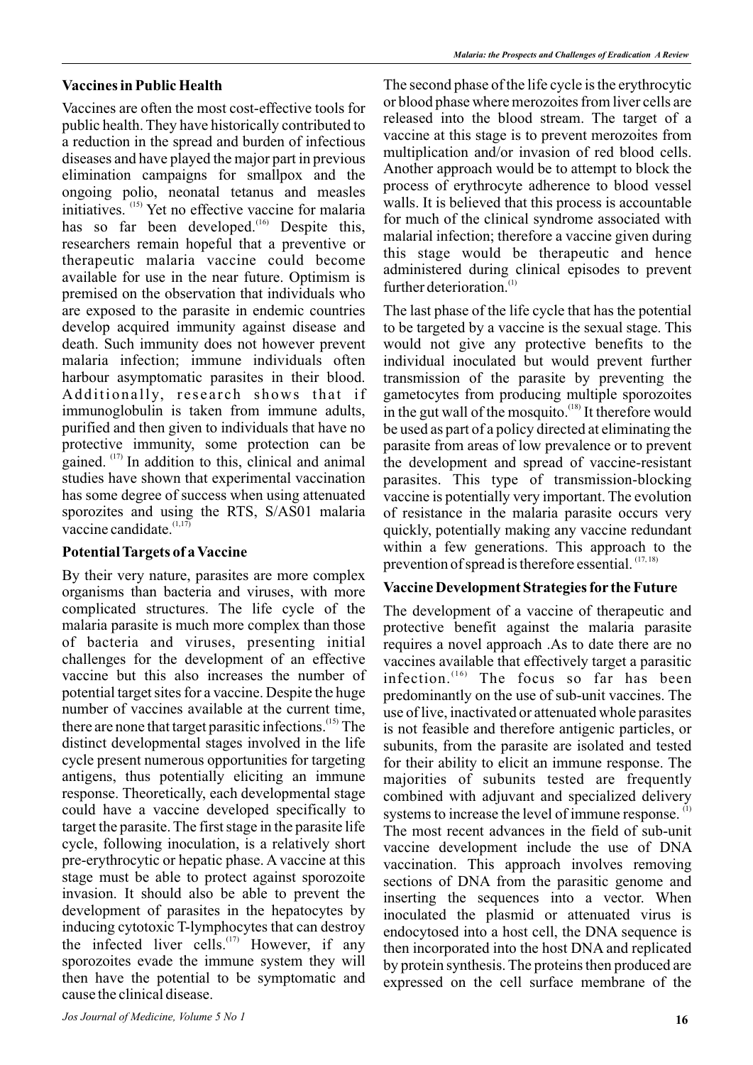## Vaccines in Public Health

Vaccines are often the most cost-effective tools for public health. They have historically contributed to a reduction in the spread and burden of infectious diseases and have played the major part in previous elimination campaigns for smallpox and the ongoing polio, neonatal tetanus and measles initiatives. [15] Yet no effective vaccine for malaria has so far been developed.[16] Despite this, researchers remain hopeful that a preventive or therapeutic malaria vaccine could become available for use in the near future. Optimism is premised on the observation that individuals who are exposed to the parasite in endemic countries develop acquired immunity against disease and death. Such immunity does not however prevent malaria infection; immune individuals often harbour asymptomatic parasites in their blood. Additionally, research shows that if immunoglobulin is taken from immune adults, purified and then given to individuals that have no protective immunity, some protection can be gained. [17] In addition to this, clinical and animal studies have shown that experimental vaccination has some degree of success when using attenuated sporozites and using the RTS, S/AS01 malaria vaccine candidate.[1,17]

## Potential Targets of a Vaccine

By their very nature, parasites are more complex organisms than bacteria and viruses, with more complicated structures. The life cycle of the malaria parasite is much more complex than those of bacteria and viruses, presenting initial challenges for the development of an effective vaccine but this also increases the number of potential target sites for a vaccine. Despite the huge number of vaccines available at the current time, there are none that target parasitic infections.[15] The distinct developmental stages involved in the life cycle present numerous opportunities for targeting antigens, thus potentially eliciting an immune response. Theoretically, each developmental stage could have a vaccine developed specifically to target the parasite. The first stage in the parasite life cycle, following inoculation, is a relatively short pre-erythrocytic or hepatic phase. A vaccine at this stage must be able to protect against sporozoite invasion. It should also be able to prevent the development of parasites in the hepatocytes by inducing cytotoxic T-lymphocytes that can destroy the infected liver cells.[17] However, if any sporozoites evade the immune system they will then have the potential to be symptomatic and cause the clinical disease.

The second phase of the life cycle is the erythrocytic or blood phase where merozoites from liver cells are released into the blood stream. The target of a vaccine at this stage is to prevent merozoites from multiplication and/or invasion of red blood cells. Another approach would be to attempt to block the process of erythrocyte adherence to blood vessel walls. It is believed that this process is accountable for much of the clinical syndrome associated with malarial infection; therefore a vaccine given during this stage would be therapeutic and hence administered during clinical episodes to prevent further deterioration.[1]

The last phase of the life cycle that has the potential to be targeted by a vaccine is the sexual stage. This would not give any protective benefits to the individual inoculated but would prevent further transmission of the parasite by preventing the gametocytes from producing multiple sporozoites in the gut wall of the mosquito.[18] It therefore would be used as part of a policy directed at eliminating the parasite from areas of low prevalence or to prevent the development and spread of vaccine-resistant parasites. This type of transmission-blocking vaccine is potentially very important. The evolution of resistance in the malaria parasite occurs very quickly, potentially making any vaccine redundant within a few generations. This approach to the prevention of spread is therefore essential. [17, 18]

## Vaccine Development Strategies for the Future

The development of a vaccine of therapeutic and protective benefit against the malaria parasite requires a novel approach .As to date there are no vaccines available that effectively target a parasitic infection.[16] The focus so far has been predominantly on the use of sub-unit vaccines. The use of live, inactivated or attenuated whole parasites is not feasible and therefore antigenic particles, or subunits, from the parasite are isolated and tested for their ability to elicit an immune response. The majorities of subunits tested are frequently combined with adjuvant and specialized delivery systems to increase the level of immune response. [1] The most recent advances in the field of sub-unit vaccine development include the use of DNA vaccination. This approach involves removing sections of DNA from the parasitic genome and inserting the sequences into a vector. When inoculated the plasmid or attenuated virus is endocytosed into a host cell, the DNA sequence is then incorporated into the host DNA and replicated by protein synthesis. The proteins then produced are expressed on the cell surface membrane of the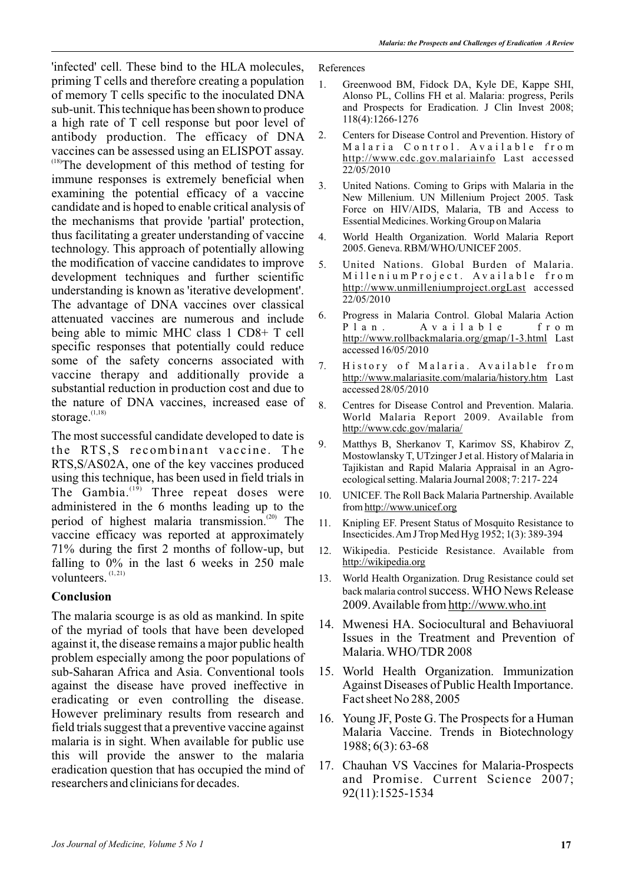'infected' cell. These bind to the HLA molecules, priming T cells and therefore creating a population of memory T cells specific to the inoculated DNA sub-unit. This technique has been shown to produce a high rate of T cell response but poor level of antibody production. The efficacy of DNA vaccines can be assessed using an ELISPOT assay.[18] The development of this method of testing for immune responses is extremely beneficial when examining the potential efficacy of a vaccine candidate and is hoped to enable critical analysis of the mechanisms that provide 'partial' protection, thus facilitating a greater understanding of vaccine technology. This approach of potentially allowing the modification of vaccine candidates to improve development techniques and further scientific understanding is known as 'iterative development'. The advantage of DNA vaccines over classical attenuated vaccines are numerous and include being able to mimic MHC class 1 CD8+ T cell specific responses that potentially could reduce some of the safety concerns associated with vaccine therapy and additionally provide a substantial reduction in production cost and due to the nature of DNA vaccines, increased ease of storage.[1,18]

The most successful candidate developed to date is the RTS,S recombinant vaccine. The RTS,S/AS02A, one of the key vaccines produced using this technique, has been used in field trials in The Gambia.[19] Three repeat doses were administered in the 6 months leading up to the period of highest malaria transmission.[20] The vaccine efficacy was reported at approximately 71% during the first 2 months of follow-up, but falling to 0% in the last 6 weeks in 250 male volunteers.[1,21]

## Conclusion

The malaria scourge is as old as mankind. In spite of the myriad of tools that have been developed against it, the disease remains a major public health problem especially among the poor populations of sub-Saharan Africa and Asia. Conventional tools against the disease have proved ineffective in eradicating or even controlling the disease. However preliminary results from research and field trials suggest that a preventive vaccine against malaria is in sight. When available for public use this will provide the answer to the malaria eradication question that has occupied the mind of researchers and clinicians for decades.

References

1. Greenwood BM, Fidock DA, Kyle DE, Kappe SHI, Alonso PL, Collins FH et al. Malaria: progress, Perils and Prospects for Eradication. J Clin Invest 2008; 118(4):1266-1276
2. Centers for Disease Control and Prevention. History of Malaria Control. Available from http://www.cdc.gov.malariainfo Last accessed 22/05/2010
3. United Nations. Coming to Grips with Malaria in the New Millenium. UN Millenium Project 2005. Task Force on HIV/AIDS, Malaria, TB and Access to Essential Medicines. Working Group on Malaria
4. World Health Organization. World Malaria Report 2005. Geneva. RBM/WHO/UNICEF 2005.
5. United Nations. Global Burden of Malaria. MilleniumProject. Available from http://www.unmilleniumproject.orgLast accessed 22/05/2010
6. Progress in Malaria Control. Global Malaria Action Plan. Available from http://www.rollbackmalaria.org/gmap/1-3.html Last accessed 16/05/2010
7. History of Malaria. Available from http://www.malariasite.com/malaria/history.htm Last accessed 28/05/2010
8. Centres for Disease Control and Prevention. Malaria. World Malaria Report 2009. Available from http://www.cdc.gov/malaria/
9. Matthys B, Sherkanov T, Karimov SS, Khabirov Z, Mostowlansky T, UTzinger J et al. History of Malaria in Tajikistan and Rapid Malaria Appraisal in an Agro-ecological setting. Malaria Journal 2008; 7: 217- 224
10. UNICEF. The Roll Back Malaria Partnership. Available from http://www.unicef.org
11. Knipling EF. Present Status of Mosquito Resistance to Insecticides. Am J Trop Med Hyg 1952; 1(3): 389-394
12. Wikipedia. Pesticide Resistance. Available from http://wikipedia.org
13. World Health Organization. Drug Resistance could set back malaria control success. WHO News Release 2009. Available from http://www.who.int
14. Mwenesi HA. Sociocultural and Behaviuoral Issues in the Treatment and Prevention of Malaria. WHO/TDR 2008
15. World Health Organization. Immunization Against Diseases of Public Health Importance. Fact sheet No 288, 2005
16. Young JF, Poste G. The Prospects for a Human Malaria Vaccine. Trends in Biotechnology 1988; 6(3): 63-68
17. Chauhan VS Vaccines for Malaria-Prospects and Promise. Current Science 2007; 92(11):1525-1534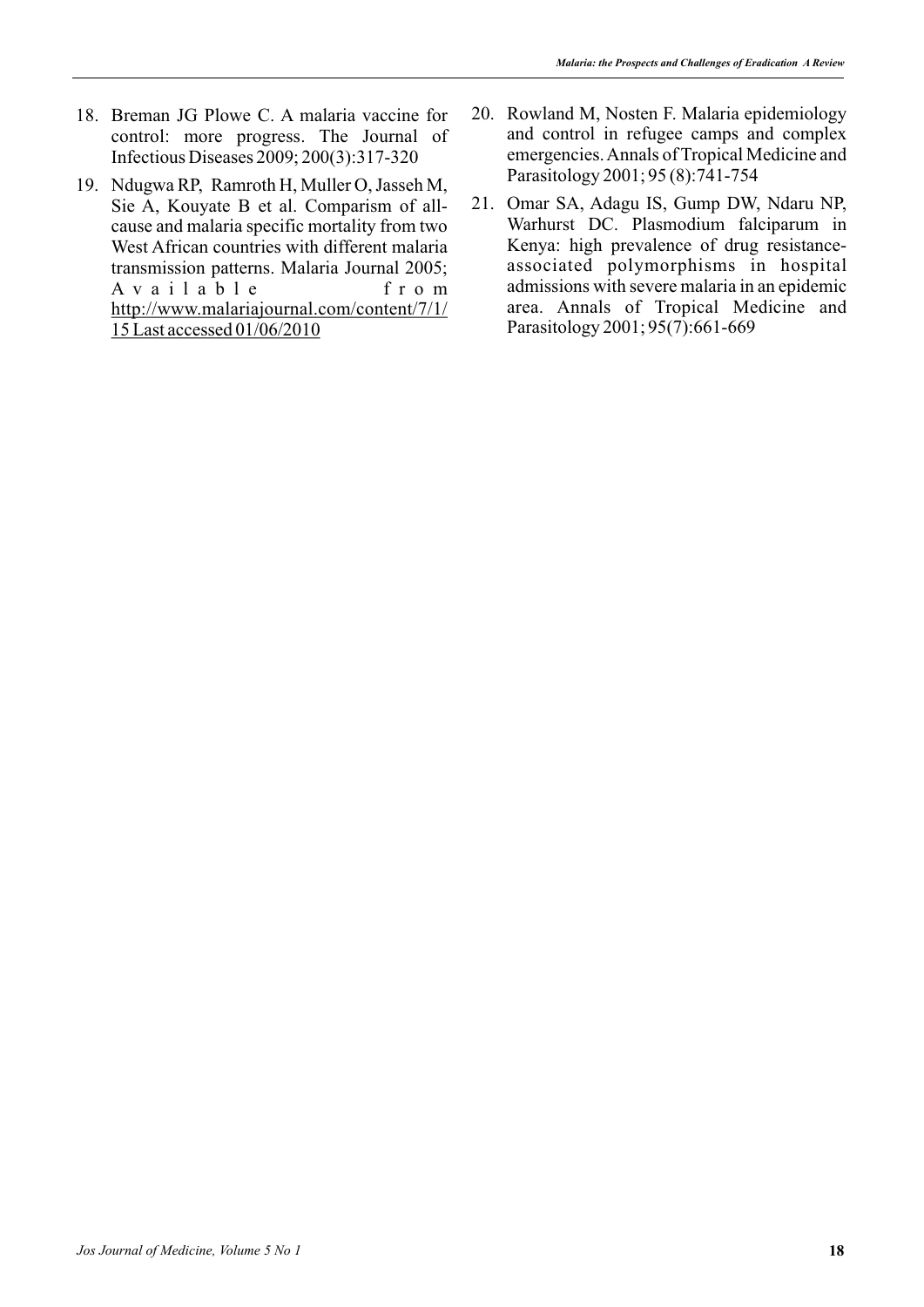18. Breman JG Plowe C. A malaria vaccine for control: more progress. The Journal of Infectious Diseases 2009; 200(3):317-320
19. Ndugwa RP, Ramroth H, Muller O, Jasseh M, Sie A, Kouyate B et al. Comparism of all-cause and malaria specific mortality from two West African countries with different malaria transmission patterns. Malaria Journal 2005; Available from http://www.malariajournal.com/content/7/1/15 Last accessed 01/06/2010
20. Rowland M, Nosten F. Malaria epidemiology and control in refugee camps and complex emergencies. Annals of Tropical Medicine and Parasitology 2001; 95 (8):741-754
21. Omar SA, Adagu IS, Gump DW, Ndaru NP, Warhurst DC. Plasmodium falciparum in Kenya: high prevalence of drug resistance-associated polymorphisms in hospital admissions with severe malaria in an epidemic area. Annals of Tropical Medicine and Parasitology 2001; 95(7):661-669